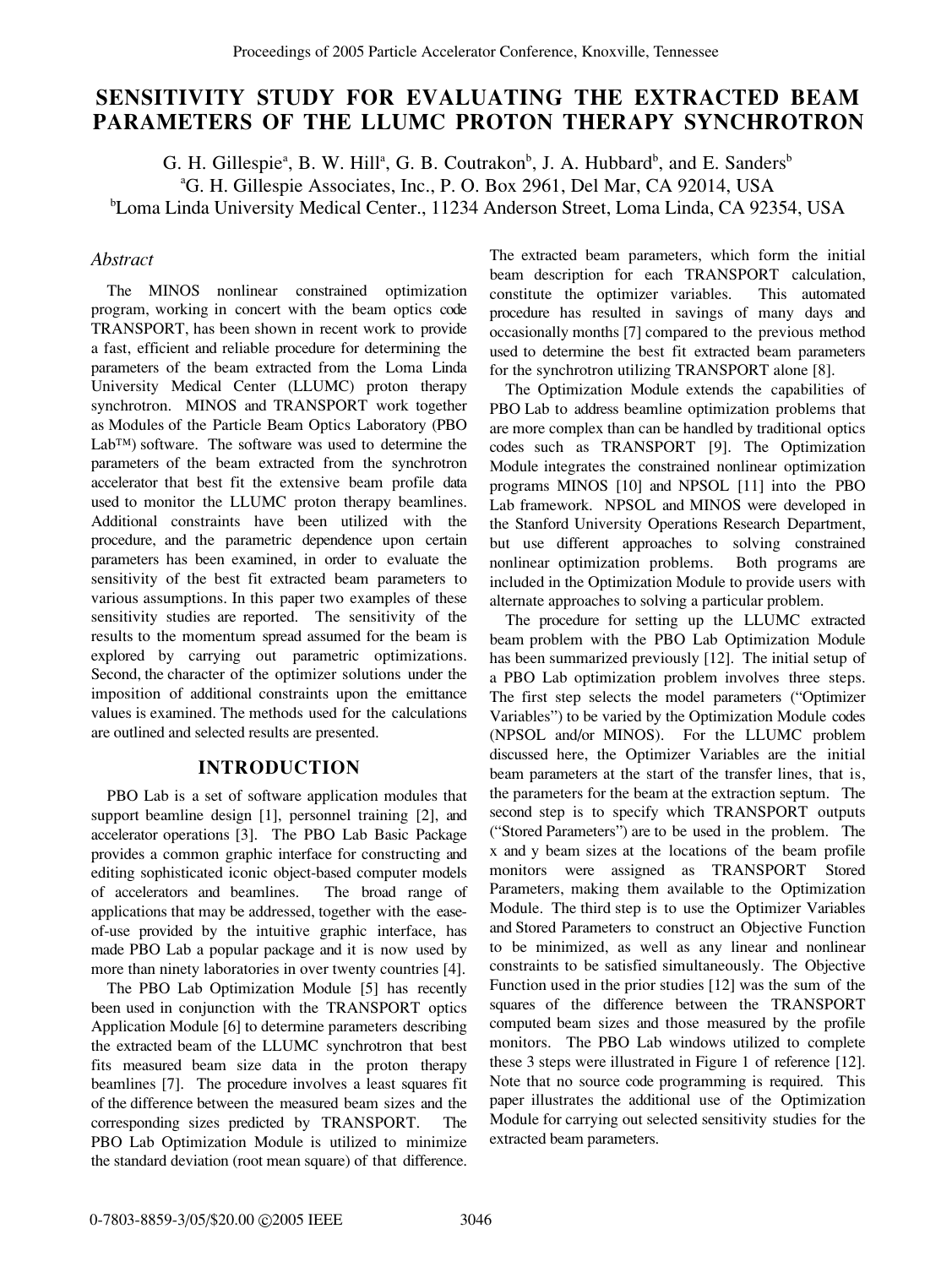# SENSITIVITY STUDY FOR EVALUATING THE EXTRACTED BEAM PARAMETERS OF THE LLUMC PROTON THERAPY SYNCHROTRON

G. H. Gillespie[a], B. W. Hill[a], G. B. Coutrakon[b], J. A. Hubbard[b], and E. Sanders[b]

[a]G. H. Gillespie Associates, Inc., P. O. Box 2961, Del Mar, CA 92014, USA

[b]Loma Linda University Medical Center., 11234 Anderson Street, Loma Linda, CA 92354, USA

### *Abstract*

The MINOS nonlinear constrained optimization program, working in concert with the beam optics code TRANSPORT, has been shown in recent work to provide a fast, efficient and reliable procedure for determining the parameters of the beam extracted from the Loma Linda University Medical Center (LLUMC) proton therapy synchrotron. MINOS and TRANSPORT work together as Modules of the Particle Beam Optics Laboratory (PBO Lab™) software. The software was used to determine the parameters of the beam extracted from the synchrotron accelerator that best fit the extensive beam profile data used to monitor the LLUMC proton therapy beamlines. Additional constraints have been utilized with the procedure, and the parametric dependence upon certain parameters has been examined, in order to evaluate the sensitivity of the best fit extracted beam parameters to various assumptions. In this paper two examples of these sensitivity studies are reported. The sensitivity of the results to the momentum spread assumed for the beam is explored by carrying out parametric optimizations. Second, the character of the optimizer solutions under the imposition of additional constraints upon the emittance values is examined. The methods used for the calculations are outlined and selected results are presented.

## INTRODUCTION

PBO Lab is a set of software application modules that support beamline design [1], personnel training [2], and accelerator operations [3]. The PBO Lab Basic Package provides a common graphic interface for constructing and editing sophisticated iconic object-based computer models of accelerators and beamlines. The broad range of applications that may be addressed, together with the ease-of-use provided by the intuitive graphic interface, has made PBO Lab a popular package and it is now used by more than ninety laboratories in over twenty countries [4].

The PBO Lab Optimization Module [5] has recently been used in conjunction with the TRANSPORT optics Application Module [6] to determine parameters describing the extracted beam of the LLUMC synchrotron that best fits measured beam size data in the proton therapy beamlines [7]. The procedure involves a least squares fit of the difference between the measured beam sizes and the corresponding sizes predicted by TRANSPORT. The PBO Lab Optimization Module is utilized to minimize the standard deviation (root mean square) of that difference. The extracted beam parameters, which form the initial beam description for each TRANSPORT calculation, constitute the optimizer variables. This automated procedure has resulted in savings of many days and occasionally months [7] compared to the previous method used to determine the best fit extracted beam parameters for the synchrotron utilizing TRANSPORT alone [8].

The Optimization Module extends the capabilities of PBO Lab to address beamline optimization problems that are more complex than can be handled by traditional optics codes such as TRANSPORT [9]. The Optimization Module integrates the constrained nonlinear optimization programs MINOS [10] and NPSOL [11] into the PBO Lab framework. NPSOL and MINOS were developed in the Stanford University Operations Research Department, but use different approaches to solving constrained nonlinear optimization problems. Both programs are included in the Optimization Module to provide users with alternate approaches to solving a particular problem.

The procedure for setting up the LLUMC extracted beam problem with the PBO Lab Optimization Module has been summarized previously [12]. The initial setup of a PBO Lab optimization problem involves three steps. The first step selects the model parameters ("Optimizer Variables") to be varied by the Optimization Module codes (NPSOL and/or MINOS). For the LLUMC problem discussed here, the Optimizer Variables are the initial beam parameters at the start of the transfer lines, that is, the parameters for the beam at the extraction septum. The second step is to specify which TRANSPORT outputs ("Stored Parameters") are to be used in the problem. The x and y beam sizes at the locations of the beam profile monitors were assigned as TRANSPORT Stored Parameters, making them available to the Optimization Module. The third step is to use the Optimizer Variables and Stored Parameters to construct an Objective Function to be minimized, as well as any linear and nonlinear constraints to be satisfied simultaneously. The Objective Function used in the prior studies [12] was the sum of the squares of the difference between the TRANSPORT computed beam sizes and those measured by the profile monitors. The PBO Lab windows utilized to complete these 3 steps were illustrated in Figure 1 of reference [12]. Note that no source code programming is required. This paper illustrates the additional use of the Optimization Module for carrying out selected sensitivity studies for the extracted beam parameters.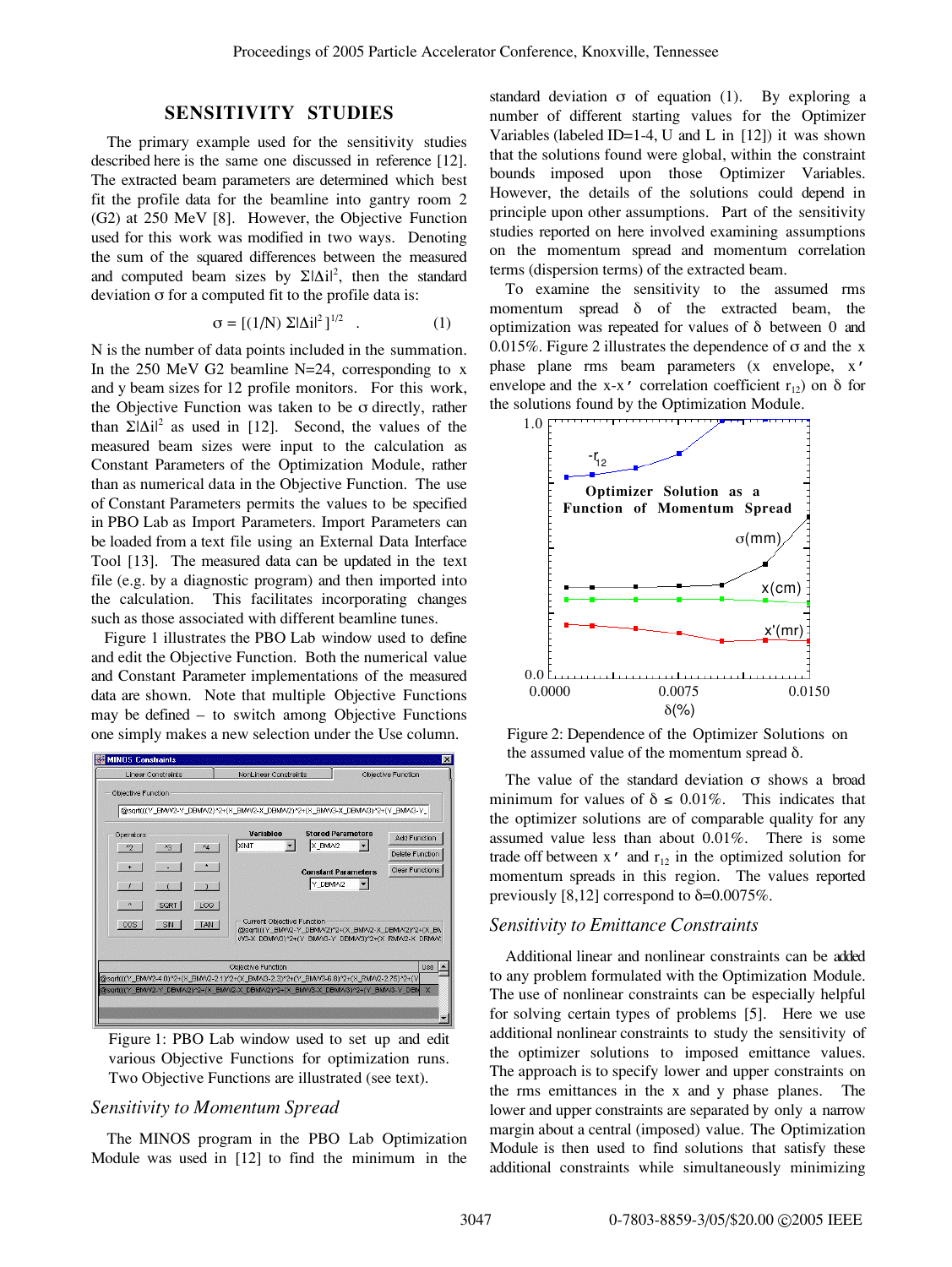## SENSITIVITY STUDIES

The primary example used for the sensitivity studies described here is the same one discussed in reference [12]. The extracted beam parameters are determined which best fit the profile data for the beamline into gantry room 2 (G2) at 250 MeV [8]. However, the Objective Function used for this work was modified in two ways. Denoting the sum of the squared differences between the measured and computed beam sizes by $\Sigma|\Delta i|^2$, then the standard deviation $\sigma$ for a computed fit to the profile data is:

$$\sigma = [(1/N)\ \Sigma|\Delta i|^2\ ]^{1/2} \quad . \tag{1}$$

N is the number of data points included in the summation. In the 250 MeV G2 beamline N=24, corresponding to x and y beam sizes for 12 profile monitors. For this work, the Objective Function was taken to be $\sigma$ directly, rather than $\Sigma|\Delta i|^2$ as used in [12]. Second, the values of the measured beam sizes were input to the calculation as Constant Parameters of the Optimization Module, rather than as numerical data in the Objective Function. The use of Constant Parameters permits the values to be specified in PBO Lab as Import Parameters. Import Parameters can be loaded from a text file using an External Data Interface Tool [13]. The measured data can be updated in the text file (e.g. by a diagnostic program) and then imported into the calculation. This facilitates incorporating changes such as those associated with different beamline tunes.

Figure 1 illustrates the PBO Lab window used to define and edit the Objective Function. Both the numerical value and Constant Parameter implementations of the measured data are shown. Note that multiple Objective Functions may be defined – to switch among Objective Functions one simply makes a new selection under the Use column.

Figure 1: PBO Lab window used to set up and edit various Objective Functions for optimization runs. Two Objective Functions are illustrated (see text).

### *Sensitivity to Momentum Spread*

The MINOS program in the PBO Lab Optimization Module was used in [12] to find the minimum in the standard deviation $\sigma$ of equation (1). By exploring a number of different starting values for the Optimizer Variables (labeled ID=1-4, U and L in [12]) it was shown that the solutions found were global, within the constraint bounds imposed upon those Optimizer Variables. However, the details of the solutions could depend in principle upon other assumptions. Part of the sensitivity studies reported on here involved examining assumptions on the momentum spread and momentum correlation terms (dispersion terms) of the extracted beam.

To examine the sensitivity to the assumed rms momentum spread $\delta$ of the extracted beam, the optimization was repeated for values of $\delta$ between 0 and 0.015%. Figure 2 illustrates the dependence of $\sigma$ and the x phase plane rms beam parameters (x envelope, x′ envelope and the x-x′ correlation coefficient $r_{12}$) on $\delta$ for the solutions found by the Optimization Module.

Figure 2: Dependence of the Optimizer Solutions on the assumed value of the momentum spread $\delta$.

The value of the standard deviation $\sigma$ shows a broad minimum for values of $\delta \leq 0.01\%$. This indicates that the optimizer solutions are of comparable quality for any assumed value less than about 0.01%. There is some trade off between x′ and $r_{12}$ in the optimized solution for momentum spreads in this region. The values reported previously [8,12] correspond to $\delta$=0.0075%.

### *Sensitivity to Emittance Constraints*

Additional linear and nonlinear constraints can be added to any problem formulated with the Optimization Module. The use of nonlinear constraints can be especially helpful for solving certain types of problems [5]. Here we use additional nonlinear constraints to study the sensitivity of the optimizer solutions to imposed emittance values. The approach is to specify lower and upper constraints on the rms emittances in the x and y phase planes. The lower and upper constraints are separated by only a narrow margin about a central (imposed) value. The Optimization Module is then used to find solutions that satisfy these additional constraints while simultaneously minimizing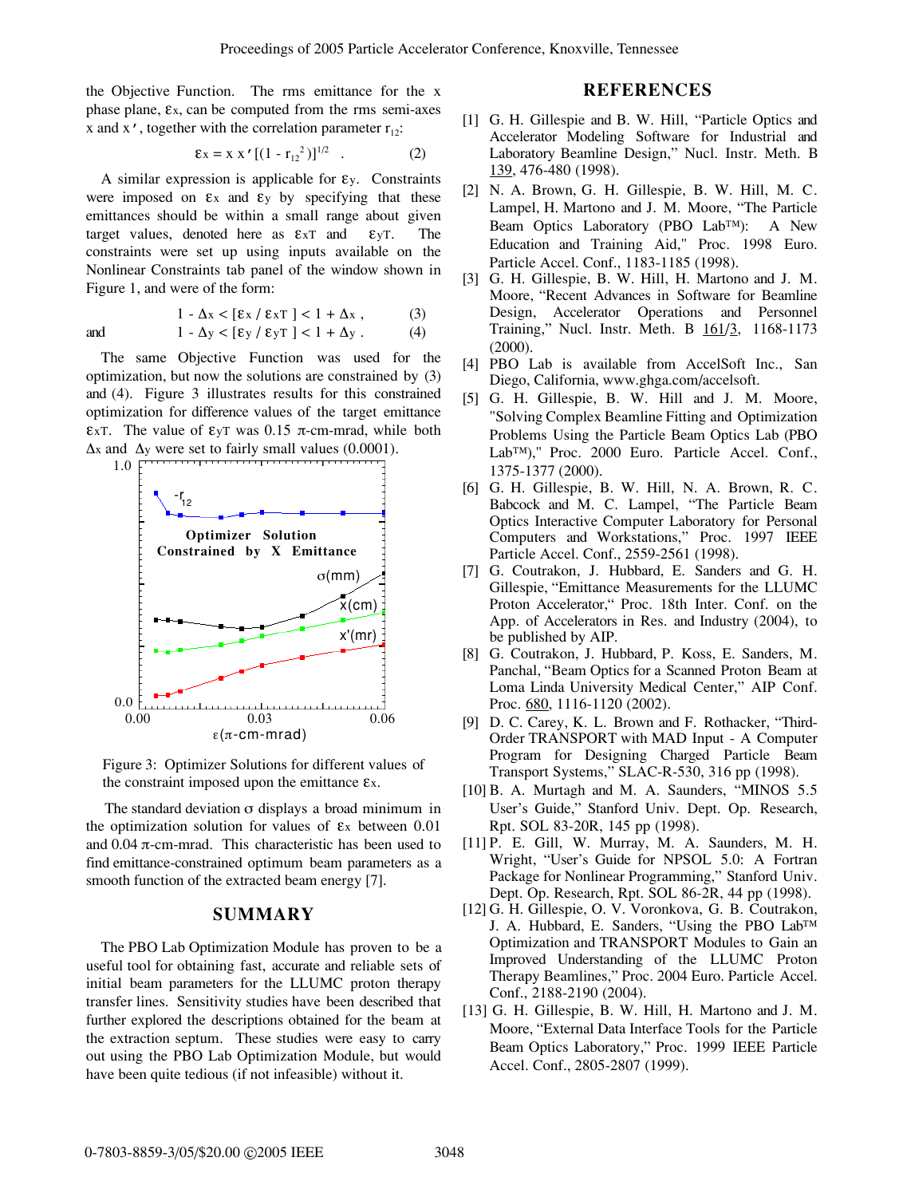the Objective Function. The rms emittance for the x phase plane, $\varepsilon_x$, can be computed from the rms semi-axes x and x′, together with the correlation parameter $r_{12}$:

$$\varepsilon_x = x\, x' \left[(1 - r_{12}^2)\right]^{1/2} \quad . \qquad (2)$$

A similar expression is applicable for $\varepsilon_y$. Constraints were imposed on $\varepsilon_x$ and $\varepsilon_y$ by specifying that these emittances should be within a small range about given target values, denoted here as $\varepsilon_{xT}$ and $\varepsilon_{yT}$. The constraints were set up using inputs available on the Nonlinear Constraints tab panel of the window shown in Figure 1, and were of the form:

$$1 - \Delta_x < [\varepsilon_x / \varepsilon_{xT}] < 1 + \Delta_x \, , \qquad (3)$$

and

$$1 - \Delta_y < [\varepsilon_y / \varepsilon_{yT}] < 1 + \Delta_y \, . \qquad (4)$$

The same Objective Function was used for the optimization, but now the solutions are constrained by (3) and (4). Figure 3 illustrates results for this constrained optimization for difference values of the target emittance $\varepsilon_{xT}$. The value of $\varepsilon_{yT}$ was 0.15 π-cm-mrad, while both $\Delta_x$ and $\Delta_y$ were set to fairly small values (0.0001).

1.0
-r12
Optimizer Solution
Constrained by X Emittance
σ(mm)
x(cm)
x'(mr)
0.0
0.00
0.03
0.06
ε(π-cm-mrad)

Figure 3: Optimizer Solutions for different values of the constraint imposed upon the emittance $\varepsilon_x$.

The standard deviation σ displays a broad minimum in the optimization solution for values of $\varepsilon_x$ between 0.01 and 0.04 π-cm-mrad. This characteristic has been used to find emittance-constrained optimum beam parameters as a smooth function of the extracted beam energy [7].

## SUMMARY

The PBO Lab Optimization Module has proven to be a useful tool for obtaining fast, accurate and reliable sets of initial beam parameters for the LLUMC proton therapy transfer lines. Sensitivity studies have been described that further explored the descriptions obtained for the beam at the extraction septum. These studies were easy to carry out using the PBO Lab Optimization Module, but would have been quite tedious (if not infeasible) without it.

## REFERENCES

[1] G. H. Gillespie and B. W. Hill, "Particle Optics and Accelerator Modeling Software for Industrial and Laboratory Beamline Design," Nucl. Instr. Meth. B 139, 476-480 (1998).

[2] N. A. Brown, G. H. Gillespie, B. W. Hill, M. C. Lampel, H. Martono and J. M. Moore, "The Particle Beam Optics Laboratory (PBO Lab™): A New Education and Training Aid," Proc. 1998 Euro. Particle Accel. Conf., 1183-1185 (1998).

[3] G. H. Gillespie, B. W. Hill, H. Martono and J. M. Moore, "Recent Advances in Software for Beamline Design, Accelerator Operations and Personnel Training," Nucl. Instr. Meth. B 161/3, 1168-1173 (2000).

[4] PBO Lab is available from AccelSoft Inc., San Diego, California, www.ghga.com/accelsoft.

[5] G. H. Gillespie, B. W. Hill and J. M. Moore, "Solving Complex Beamline Fitting and Optimization Problems Using the Particle Beam Optics Lab (PBO Lab™)," Proc. 2000 Euro. Particle Accel. Conf., 1375-1377 (2000).

[6] G. H. Gillespie, B. W. Hill, N. A. Brown, R. C. Babcock and M. C. Lampel, "The Particle Beam Optics Interactive Computer Laboratory for Personal Computers and Workstations," Proc. 1997 IEEE Particle Accel. Conf., 2559-2561 (1998).

[7] G. Coutrakon, J. Hubbard, E. Sanders and G. H. Gillespie, "Emittance Measurements for the LLUMC Proton Accelerator," Proc. 18th Inter. Conf. on the App. of Accelerators in Res. and Industry (2004), to be published by AIP.

[8] G. Coutrakon, J. Hubbard, P. Koss, E. Sanders, M. Panchal, "Beam Optics for a Scanned Proton Beam at Loma Linda University Medical Center," AIP Conf. Proc. 680, 1116-1120 (2002).

[9] D. C. Carey, K. L. Brown and F. Rothacker, "Third-Order TRANSPORT with MAD Input - A Computer Program for Designing Charged Particle Beam Transport Systems," SLAC-R-530, 316 pp (1998).

[10] B. A. Murtagh and M. A. Saunders, "MINOS 5.5 User's Guide," Stanford Univ. Dept. Op. Research, Rpt. SOL 83-20R, 145 pp (1998).

[11] P. E. Gill, W. Murray, M. A. Saunders, M. H. Wright, "User's Guide for NPSOL 5.0: A Fortran Package for Nonlinear Programming," Stanford Univ. Dept. Op. Research, Rpt. SOL 86-2R, 44 pp (1998).

[12] G. H. Gillespie, O. V. Voronkova, G. B. Coutrakon, J. A. Hubbard, E. Sanders, "Using the PBO Lab™ Optimization and TRANSPORT Modules to Gain an Improved Understanding of the LLUMC Proton Therapy Beamlines," Proc. 2004 Euro. Particle Accel. Conf., 2188-2190 (2004).

[13] G. H. Gillespie, B. W. Hill, H. Martono and J. M. Moore, "External Data Interface Tools for the Particle Beam Optics Laboratory," Proc. 1999 IEEE Particle Accel. Conf., 2805-2807 (1999).